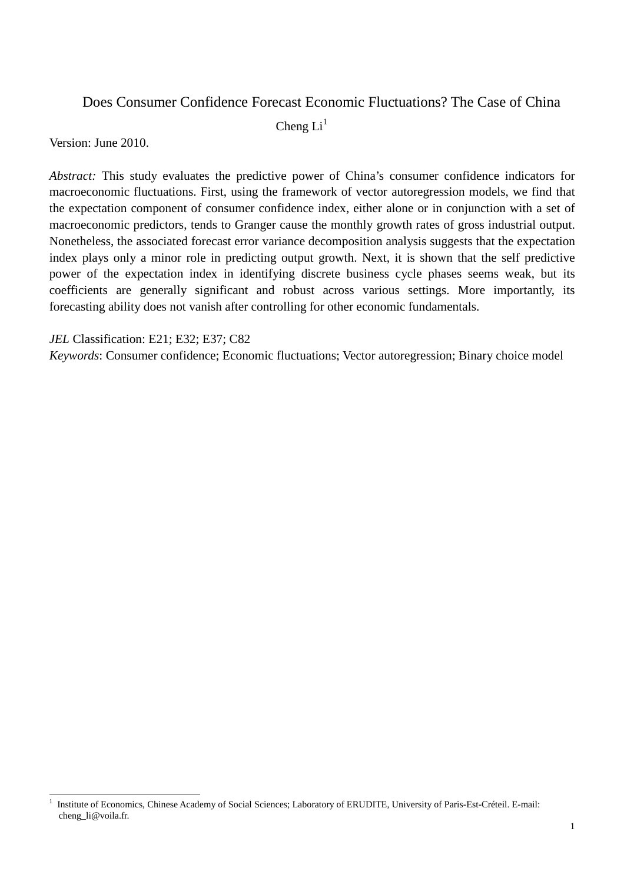# Does Consumer Confidence Forecast Economic Fluctuations? The Case of China

Cheng Li[1]

Version: June 2010.

*Abstract:* This study evaluates the predictive power of China's consumer confidence indicators for macroeconomic fluctuations. First, using the framework of vector autoregression models, we find that the expectation component of consumer confidence index, either alone or in conjunction with a set of macroeconomic predictors, tends to Granger cause the monthly growth rates of gross industrial output. Nonetheless, the associated forecast error variance decomposition analysis suggests that the expectation index plays only a minor role in predicting output growth. Next, it is shown that the self predictive power of the expectation index in identifying discrete business cycle phases seems weak, but its coefficients are generally significant and robust across various settings. More importantly, its forecasting ability does not vanish after controlling for other economic fundamentals.

*JEL* Classification: E21; E32; E37; C82

*Keywords*: Consumer confidence; Economic fluctuations; Vector autoregression; Binary choice model

---

[1] Institute of Economics, Chinese Academy of Social Sciences; Laboratory of ERUDITE, University of Paris-Est-Créteil. E-mail: cheng_li@voila.fr.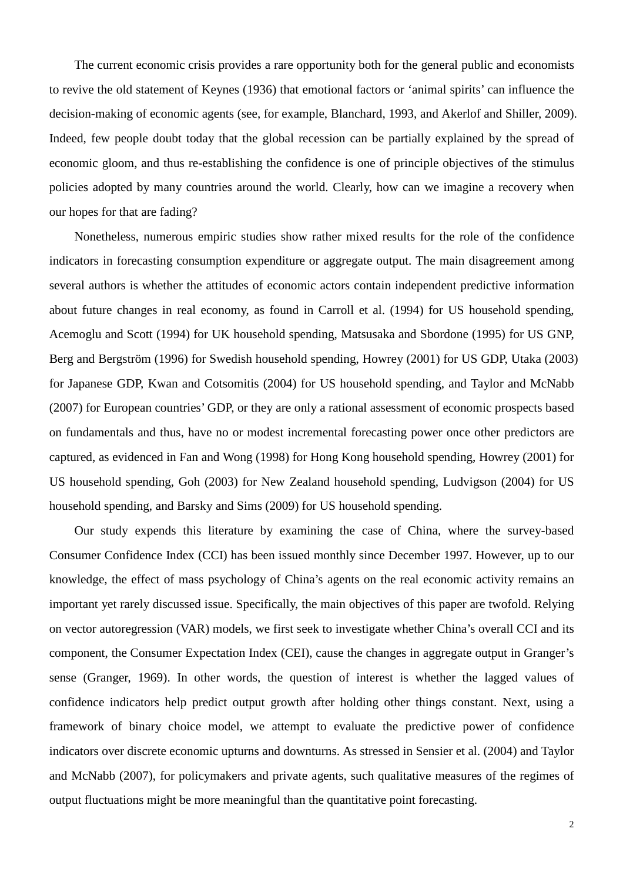The current economic crisis provides a rare opportunity both for the general public and economists to revive the old statement of Keynes (1936) that emotional factors or 'animal spirits' can influence the decision-making of economic agents (see, for example, Blanchard, 1993, and Akerlof and Shiller, 2009). Indeed, few people doubt today that the global recession can be partially explained by the spread of economic gloom, and thus re-establishing the confidence is one of principle objectives of the stimulus policies adopted by many countries around the world. Clearly, how can we imagine a recovery when our hopes for that are fading?

Nonetheless, numerous empiric studies show rather mixed results for the role of the confidence indicators in forecasting consumption expenditure or aggregate output. The main disagreement among several authors is whether the attitudes of economic actors contain independent predictive information about future changes in real economy, as found in Carroll et al. (1994) for US household spending, Acemoglu and Scott (1994) for UK household spending, Matsusaka and Sbordone (1995) for US GNP, Berg and Bergström (1996) for Swedish household spending, Howrey (2001) for US GDP, Utaka (2003) for Japanese GDP, Kwan and Cotsomitis (2004) for US household spending, and Taylor and McNabb (2007) for European countries' GDP, or they are only a rational assessment of economic prospects based on fundamentals and thus, have no or modest incremental forecasting power once other predictors are captured, as evidenced in Fan and Wong (1998) for Hong Kong household spending, Howrey (2001) for US household spending, Goh (2003) for New Zealand household spending, Ludvigson (2004) for US household spending, and Barsky and Sims (2009) for US household spending.

Our study expends this literature by examining the case of China, where the survey-based Consumer Confidence Index (CCI) has been issued monthly since December 1997. However, up to our knowledge, the effect of mass psychology of China's agents on the real economic activity remains an important yet rarely discussed issue. Specifically, the main objectives of this paper are twofold. Relying on vector autoregression (VAR) models, we first seek to investigate whether China's overall CCI and its component, the Consumer Expectation Index (CEI), cause the changes in aggregate output in Granger's sense (Granger, 1969). In other words, the question of interest is whether the lagged values of confidence indicators help predict output growth after holding other things constant. Next, using a framework of binary choice model, we attempt to evaluate the predictive power of confidence indicators over discrete economic upturns and downturns. As stressed in Sensier et al. (2004) and Taylor and McNabb (2007), for policymakers and private agents, such qualitative measures of the regimes of output fluctuations might be more meaningful than the quantitative point forecasting.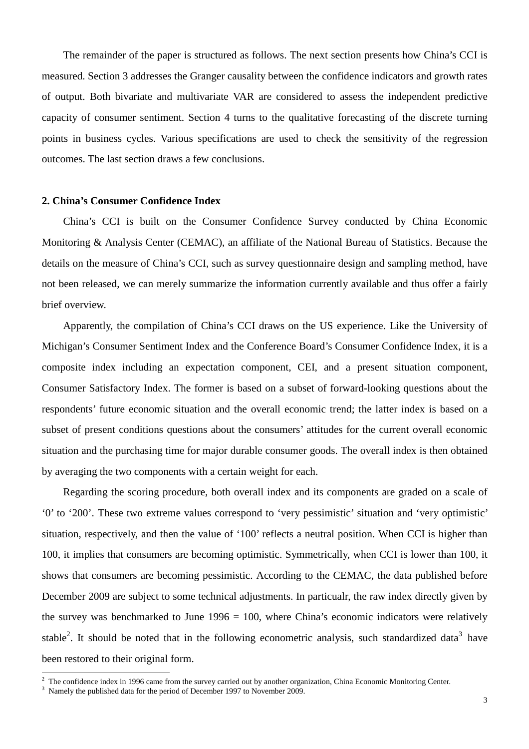The remainder of the paper is structured as follows. The next section presents how China's CCI is measured. Section 3 addresses the Granger causality between the confidence indicators and growth rates of output. Both bivariate and multivariate VAR are considered to assess the independent predictive capacity of consumer sentiment. Section 4 turns to the qualitative forecasting of the discrete turning points in business cycles. Various specifications are used to check the sensitivity of the regression outcomes. The last section draws a few conclusions.

## 2. China's Consumer Confidence Index

China's CCI is built on the Consumer Confidence Survey conducted by China Economic Monitoring & Analysis Center (CEMAC), an affiliate of the National Bureau of Statistics. Because the details on the measure of China's CCI, such as survey questionnaire design and sampling method, have not been released, we can merely summarize the information currently available and thus offer a fairly brief overview.

Apparently, the compilation of China's CCI draws on the US experience. Like the University of Michigan's Consumer Sentiment Index and the Conference Board's Consumer Confidence Index, it is a composite index including an expectation component, CEI, and a present situation component, Consumer Satisfactory Index. The former is based on a subset of forward-looking questions about the respondents' future economic situation and the overall economic trend; the latter index is based on a subset of present conditions questions about the consumers' attitudes for the current overall economic situation and the purchasing time for major durable consumer goods. The overall index is then obtained by averaging the two components with a certain weight for each.

Regarding the scoring procedure, both overall index and its components are graded on a scale of '0' to '200'. These two extreme values correspond to 'very pessimistic' situation and 'very optimistic' situation, respectively, and then the value of '100' reflects a neutral position. When CCI is higher than 100, it implies that consumers are becoming optimistic. Symmetrically, when CCI is lower than 100, it shows that consumers are becoming pessimistic. According to the CEMAC, the data published before December 2009 are subject to some technical adjustments. In particualr, the raw index directly given by the survey was benchmarked to June 1996 = 100, where China's economic indicators were relatively stable[2]. It should be noted that in the following econometric analysis, such standardized data[3] have been restored to their original form.

---

[2] The confidence index in 1996 came from the survey carried out by another organization, China Economic Monitoring Center.

[3] Namely the published data for the period of December 1997 to November 2009.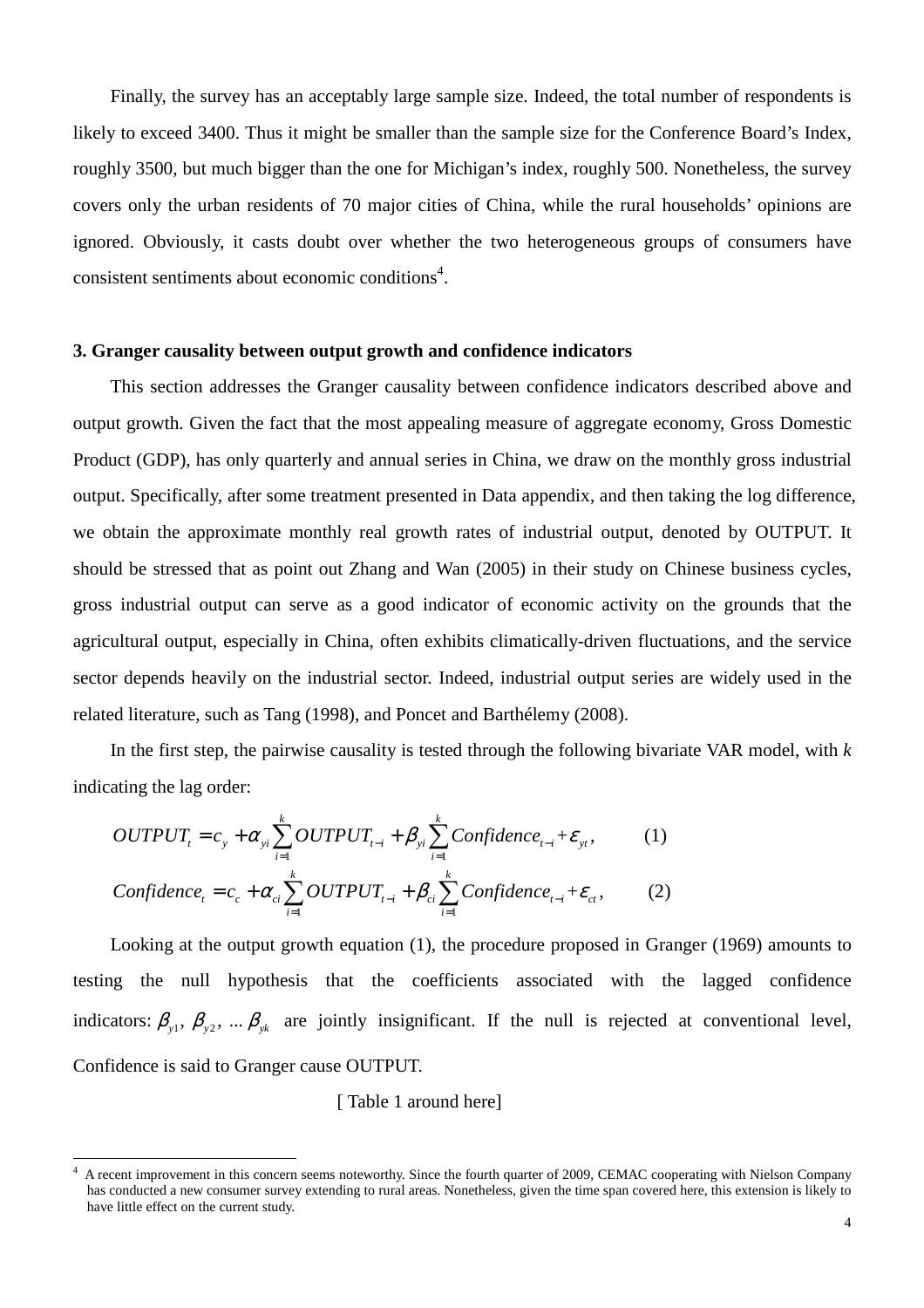Finally, the survey has an acceptably large sample size. Indeed, the total number of respondents is likely to exceed 3400. Thus it might be smaller than the sample size for the Conference Board's Index, roughly 3500, but much bigger than the one for Michigan's index, roughly 500. Nonetheless, the survey covers only the urban residents of 70 major cities of China, while the rural households' opinions are ignored. Obviously, it casts doubt over whether the two heterogeneous groups of consumers have consistent sentiments about economic conditions[4].

### 3. Granger causality between output growth and confidence indicators

This section addresses the Granger causality between confidence indicators described above and output growth. Given the fact that the most appealing measure of aggregate economy, Gross Domestic Product (GDP), has only quarterly and annual series in China, we draw on the monthly gross industrial output. Specifically, after some treatment presented in Data appendix, and then taking the log difference, we obtain the approximate monthly real growth rates of industrial output, denoted by OUTPUT. It should be stressed that as point out Zhang and Wan (2005) in their study on Chinese business cycles, gross industrial output can serve as a good indicator of economic activity on the grounds that the agricultural output, especially in China, often exhibits climatically-driven fluctuations, and the service sector depends heavily on the industrial sector. Indeed, industrial output series are widely used in the related literature, such as Tang (1998), and Poncet and Barthélemy (2008).

In the first step, the pairwise causality is tested through the following bivariate VAR model, with $k$ indicating the lag order:

$$OUTPUT_t = c_y + \alpha_{yi} \sum_{i=1}^{k} OUTPUT_{t-i} + \beta_{yi} \sum_{i=1}^{k} Confidence_{t-i} + \varepsilon_{yt}, \qquad (1)$$

$$Confidence_t = c_c + \alpha_{ci} \sum_{i=1}^{k} OUTPUT_{t-i} + \beta_{ci} \sum_{i=1}^{k} Confidence_{t-i} + \varepsilon_{ct}, \qquad (2)$$

Looking at the output growth equation (1), the procedure proposed in Granger (1969) amounts to testing the null hypothesis that the coefficients associated with the lagged confidence indicators: $\beta_{y1}$, $\beta_{y2}$, ... $\beta_{yk}$ are jointly insignificant. If the null is rejected at conventional level, Confidence is said to Granger cause OUTPUT.

[ Table 1 around here]

---

[4] A recent improvement in this concern seems noteworthy. Since the fourth quarter of 2009, CEMAC cooperating with Nielson Company has conducted a new consumer survey extending to rural areas. Nonetheless, given the time span covered here, this extension is likely to have little effect on the current study.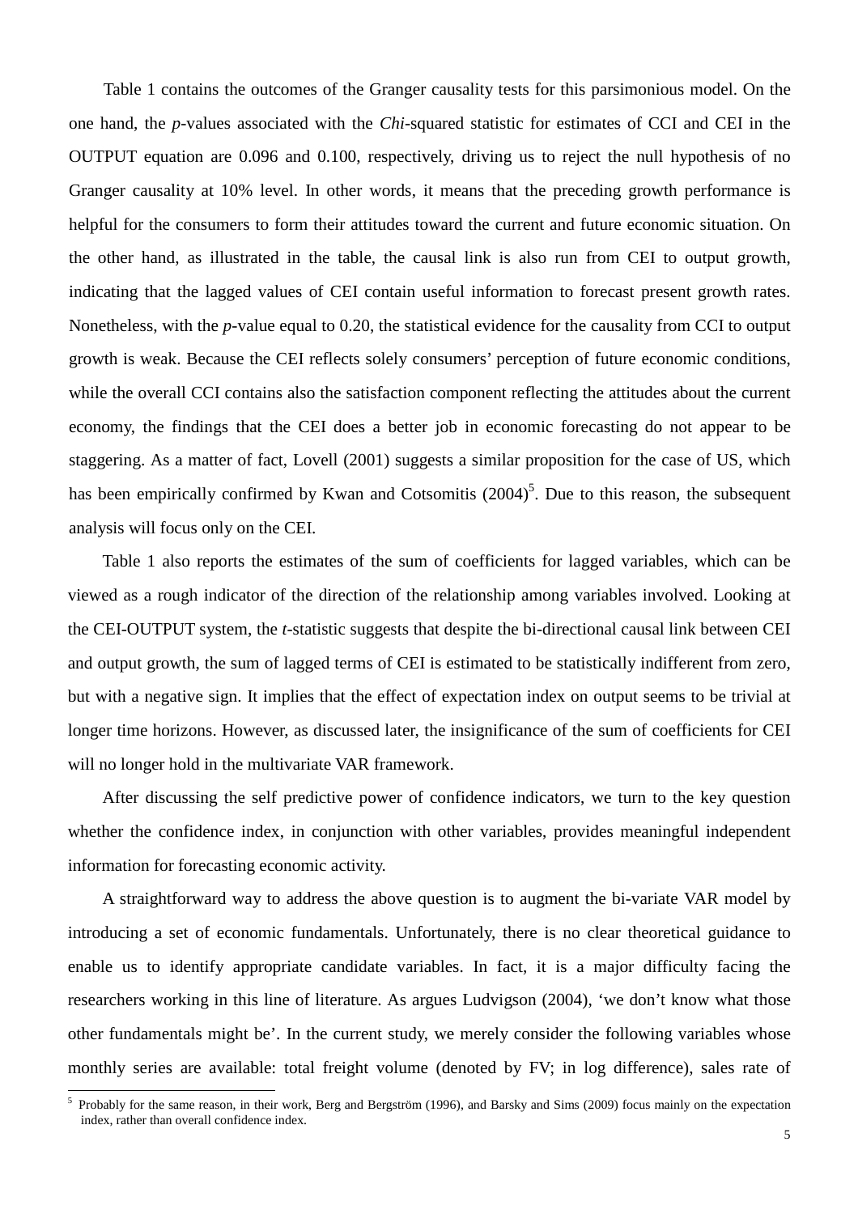Table 1 contains the outcomes of the Granger causality tests for this parsimonious model. On the one hand, the *p*-values associated with the *Chi*-squared statistic for estimates of CCI and CEI in the OUTPUT equation are 0.096 and 0.100, respectively, driving us to reject the null hypothesis of no Granger causality at 10% level. In other words, it means that the preceding growth performance is helpful for the consumers to form their attitudes toward the current and future economic situation. On the other hand, as illustrated in the table, the causal link is also run from CEI to output growth, indicating that the lagged values of CEI contain useful information to forecast present growth rates. Nonetheless, with the *p*-value equal to 0.20, the statistical evidence for the causality from CCI to output growth is weak. Because the CEI reflects solely consumers' perception of future economic conditions, while the overall CCI contains also the satisfaction component reflecting the attitudes about the current economy, the findings that the CEI does a better job in economic forecasting do not appear to be staggering. As a matter of fact, Lovell (2001) suggests a similar proposition for the case of US, which has been empirically confirmed by Kwan and Cotsomitis (2004)[5]. Due to this reason, the subsequent analysis will focus only on the CEI.

Table 1 also reports the estimates of the sum of coefficients for lagged variables, which can be viewed as a rough indicator of the direction of the relationship among variables involved. Looking at the CEI-OUTPUT system, the *t*-statistic suggests that despite the bi-directional causal link between CEI and output growth, the sum of lagged terms of CEI is estimated to be statistically indifferent from zero, but with a negative sign. It implies that the effect of expectation index on output seems to be trivial at longer time horizons. However, as discussed later, the insignificance of the sum of coefficients for CEI will no longer hold in the multivariate VAR framework.

After discussing the self predictive power of confidence indicators, we turn to the key question whether the confidence index, in conjunction with other variables, provides meaningful independent information for forecasting economic activity.

A straightforward way to address the above question is to augment the bi-variate VAR model by introducing a set of economic fundamentals. Unfortunately, there is no clear theoretical guidance to enable us to identify appropriate candidate variables. In fact, it is a major difficulty facing the researchers working in this line of literature. As argues Ludvigson (2004), 'we don't know what those other fundamentals might be'. In the current study, we merely consider the following variables whose monthly series are available: total freight volume (denoted by FV; in log difference), sales rate of

[5] Probably for the same reason, in their work, Berg and Bergström (1996), and Barsky and Sims (2009) focus mainly on the expectation index, rather than overall confidence index.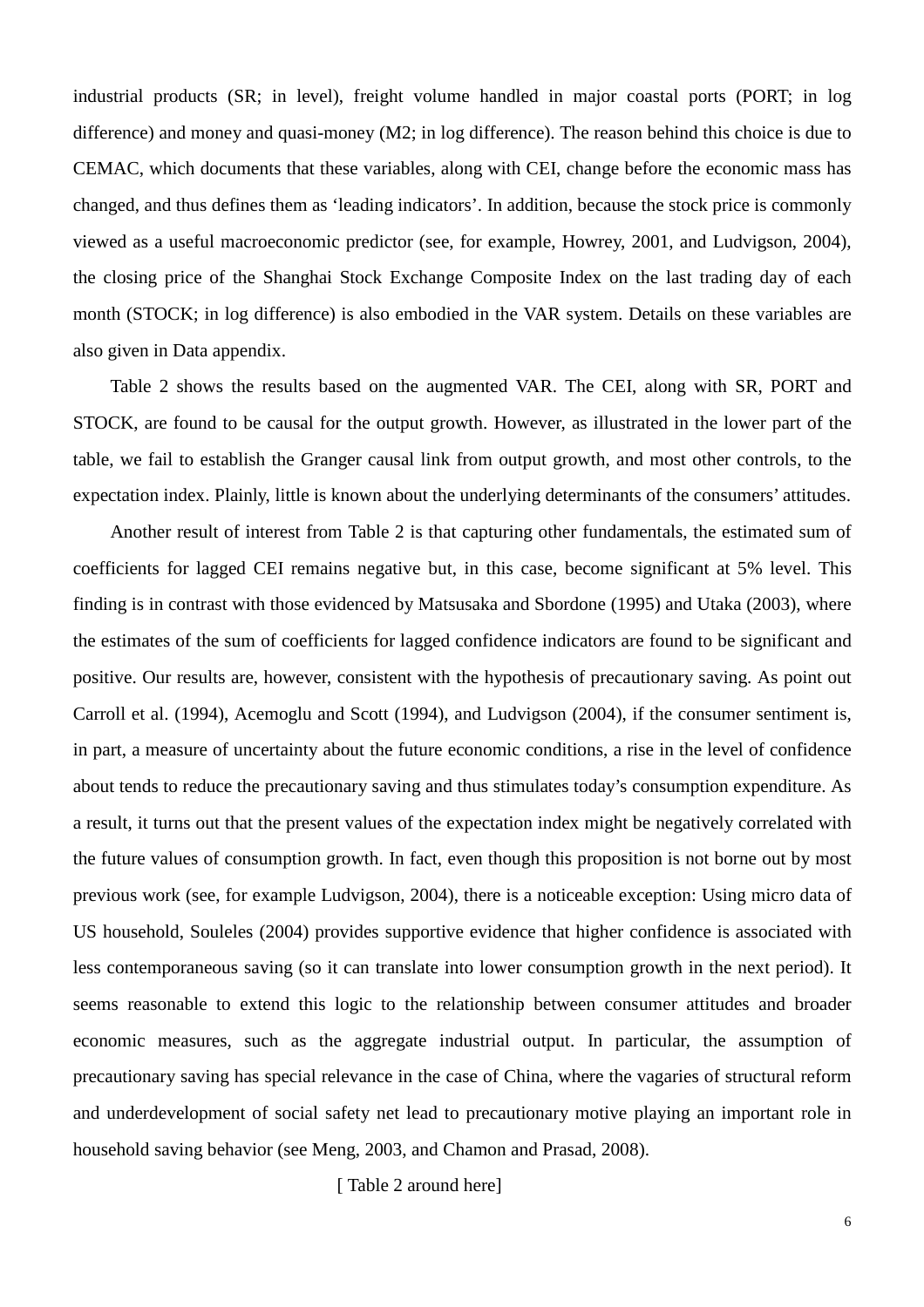industrial products (SR; in level), freight volume handled in major coastal ports (PORT; in log difference) and money and quasi-money (M2; in log difference). The reason behind this choice is due to CEMAC, which documents that these variables, along with CEI, change before the economic mass has changed, and thus defines them as 'leading indicators'. In addition, because the stock price is commonly viewed as a useful macroeconomic predictor (see, for example, Howrey, 2001, and Ludvigson, 2004), the closing price of the Shanghai Stock Exchange Composite Index on the last trading day of each month (STOCK; in log difference) is also embodied in the VAR system. Details on these variables are also given in Data appendix.

Table 2 shows the results based on the augmented VAR. The CEI, along with SR, PORT and STOCK, are found to be causal for the output growth. However, as illustrated in the lower part of the table, we fail to establish the Granger causal link from output growth, and most other controls, to the expectation index. Plainly, little is known about the underlying determinants of the consumers' attitudes.

Another result of interest from Table 2 is that capturing other fundamentals, the estimated sum of coefficients for lagged CEI remains negative but, in this case, become significant at 5% level. This finding is in contrast with those evidenced by Matsusaka and Sbordone (1995) and Utaka (2003), where the estimates of the sum of coefficients for lagged confidence indicators are found to be significant and positive. Our results are, however, consistent with the hypothesis of precautionary saving. As point out Carroll et al. (1994), Acemoglu and Scott (1994), and Ludvigson (2004), if the consumer sentiment is, in part, a measure of uncertainty about the future economic conditions, a rise in the level of confidence about tends to reduce the precautionary saving and thus stimulates today's consumption expenditure. As a result, it turns out that the present values of the expectation index might be negatively correlated with the future values of consumption growth. In fact, even though this proposition is not borne out by most previous work (see, for example Ludvigson, 2004), there is a noticeable exception: Using micro data of US household, Souleles (2004) provides supportive evidence that higher confidence is associated with less contemporaneous saving (so it can translate into lower consumption growth in the next period). It seems reasonable to extend this logic to the relationship between consumer attitudes and broader economic measures, such as the aggregate industrial output. In particular, the assumption of precautionary saving has special relevance in the case of China, where the vagaries of structural reform and underdevelopment of social safety net lead to precautionary motive playing an important role in household saving behavior (see Meng, 2003, and Chamon and Prasad, 2008).

[ Table 2 around here]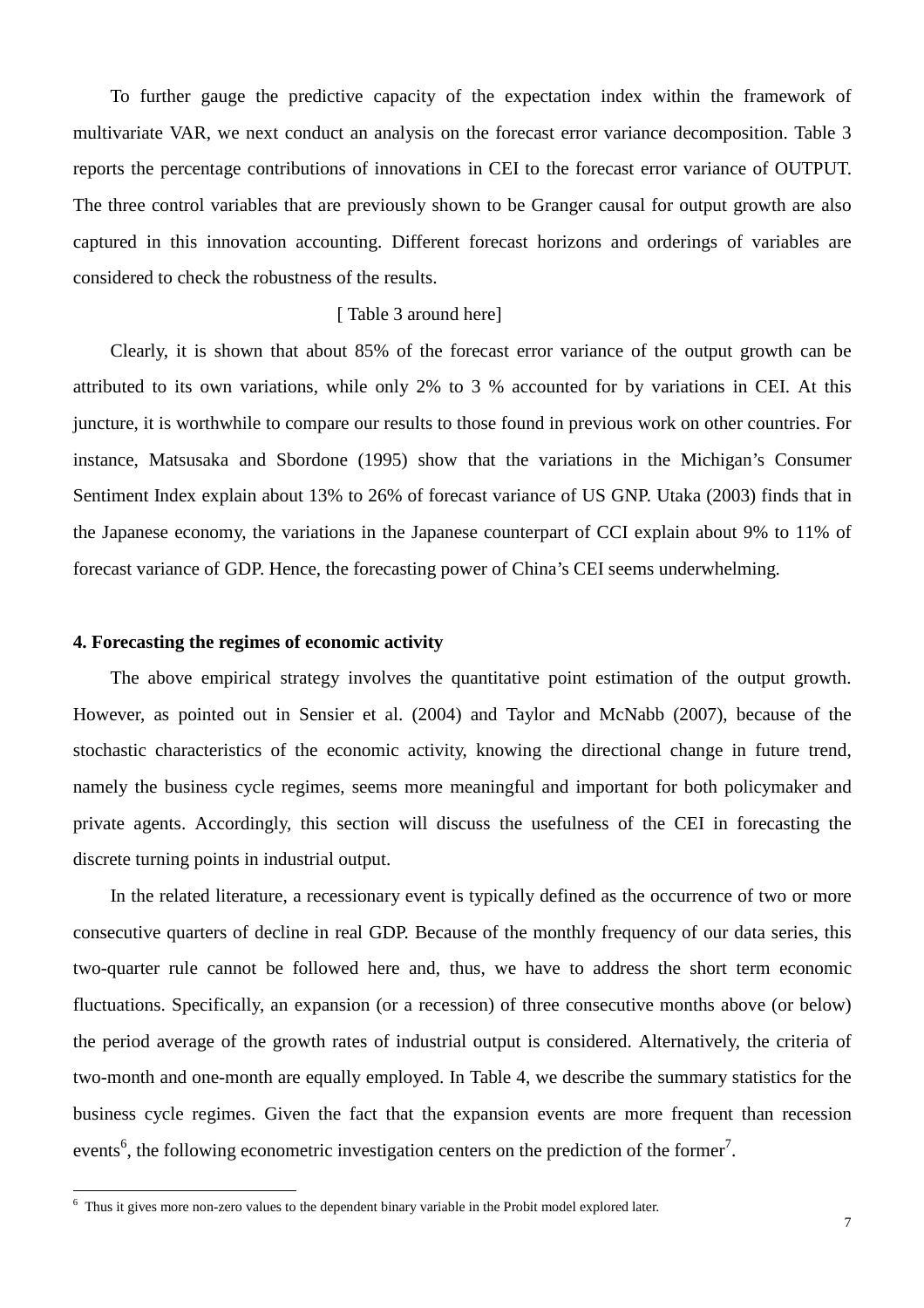To further gauge the predictive capacity of the expectation index within the framework of multivariate VAR, we next conduct an analysis on the forecast error variance decomposition. Table 3 reports the percentage contributions of innovations in CEI to the forecast error variance of OUTPUT. The three control variables that are previously shown to be Granger causal for output growth are also captured in this innovation accounting. Different forecast horizons and orderings of variables are considered to check the robustness of the results.

[ Table 3 around here]

Clearly, it is shown that about 85% of the forecast error variance of the output growth can be attributed to its own variations, while only 2% to 3 % accounted for by variations in CEI. At this juncture, it is worthwhile to compare our results to those found in previous work on other countries. For instance, Matsusaka and Sbordone (1995) show that the variations in the Michigan's Consumer Sentiment Index explain about 13% to 26% of forecast variance of US GNP. Utaka (2003) finds that in the Japanese economy, the variations in the Japanese counterpart of CCI explain about 9% to 11% of forecast variance of GDP. Hence, the forecasting power of China's CEI seems underwhelming.

## 4. Forecasting the regimes of economic activity

The above empirical strategy involves the quantitative point estimation of the output growth. However, as pointed out in Sensier et al. (2004) and Taylor and McNabb (2007), because of the stochastic characteristics of the economic activity, knowing the directional change in future trend, namely the business cycle regimes, seems more meaningful and important for both policymaker and private agents. Accordingly, this section will discuss the usefulness of the CEI in forecasting the discrete turning points in industrial output.

In the related literature, a recessionary event is typically defined as the occurrence of two or more consecutive quarters of decline in real GDP. Because of the monthly frequency of our data series, this two-quarter rule cannot be followed here and, thus, we have to address the short term economic fluctuations. Specifically, an expansion (or a recession) of three consecutive months above (or below) the period average of the growth rates of industrial output is considered. Alternatively, the criteria of two-month and one-month are equally employed. In Table 4, we describe the summary statistics for the business cycle regimes. Given the fact that the expansion events are more frequent than recession events[6], the following econometric investigation centers on the prediction of the former[7].

[6] Thus it gives more non-zero values to the dependent binary variable in the Probit model explored later.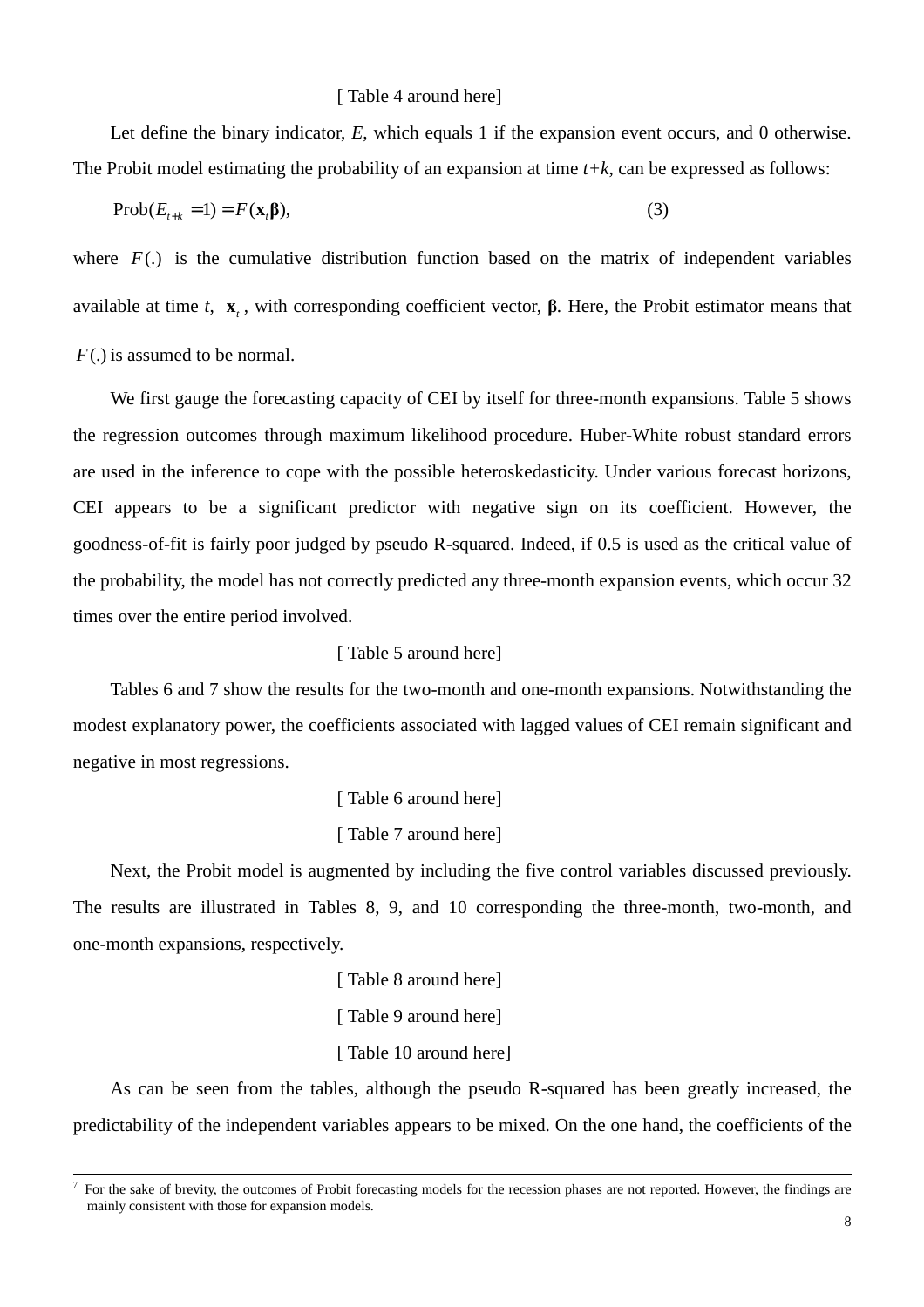[ Table 4 around here]

Let define the binary indicator, $E$, which equals 1 if the expansion event occurs, and 0 otherwise. The Probit model estimating the probability of an expansion at time $t+k$, can be expressed as follows:

$$\text{Prob}(E_{t+k} = 1) = F(\mathbf{x}_t \boldsymbol{\beta}), \qquad (3)$$

where $F(.)$ is the cumulative distribution function based on the matrix of independent variables available at time $t$, $\mathbf{x}_t$, with corresponding coefficient vector, $\boldsymbol{\beta}$. Here, the Probit estimator means that $F(.)$ is assumed to be normal.

We first gauge the forecasting capacity of CEI by itself for three-month expansions. Table 5 shows the regression outcomes through maximum likelihood procedure. Huber-White robust standard errors are used in the inference to cope with the possible heteroskedasticity. Under various forecast horizons, CEI appears to be a significant predictor with negative sign on its coefficient. However, the goodness-of-fit is fairly poor judged by pseudo R-squared. Indeed, if 0.5 is used as the critical value of the probability, the model has not correctly predicted any three-month expansion events, which occur 32 times over the entire period involved.

[ Table 5 around here]

Tables 6 and 7 show the results for the two-month and one-month expansions. Notwithstanding the modest explanatory power, the coefficients associated with lagged values of CEI remain significant and negative in most regressions.

[ Table 6 around here]

[ Table 7 around here]

Next, the Probit model is augmented by including the five control variables discussed previously. The results are illustrated in Tables 8, 9, and 10 corresponding the three-month, two-month, and one-month expansions, respectively.

[ Table 8 around here]

[ Table 9 around here]

[ Table 10 around here]

As can be seen from the tables, although the pseudo R-squared has been greatly increased, the predictability of the independent variables appears to be mixed. On the one hand, the coefficients of the

---

[7] For the sake of brevity, the outcomes of Probit forecasting models for the recession phases are not reported. However, the findings are mainly consistent with those for expansion models.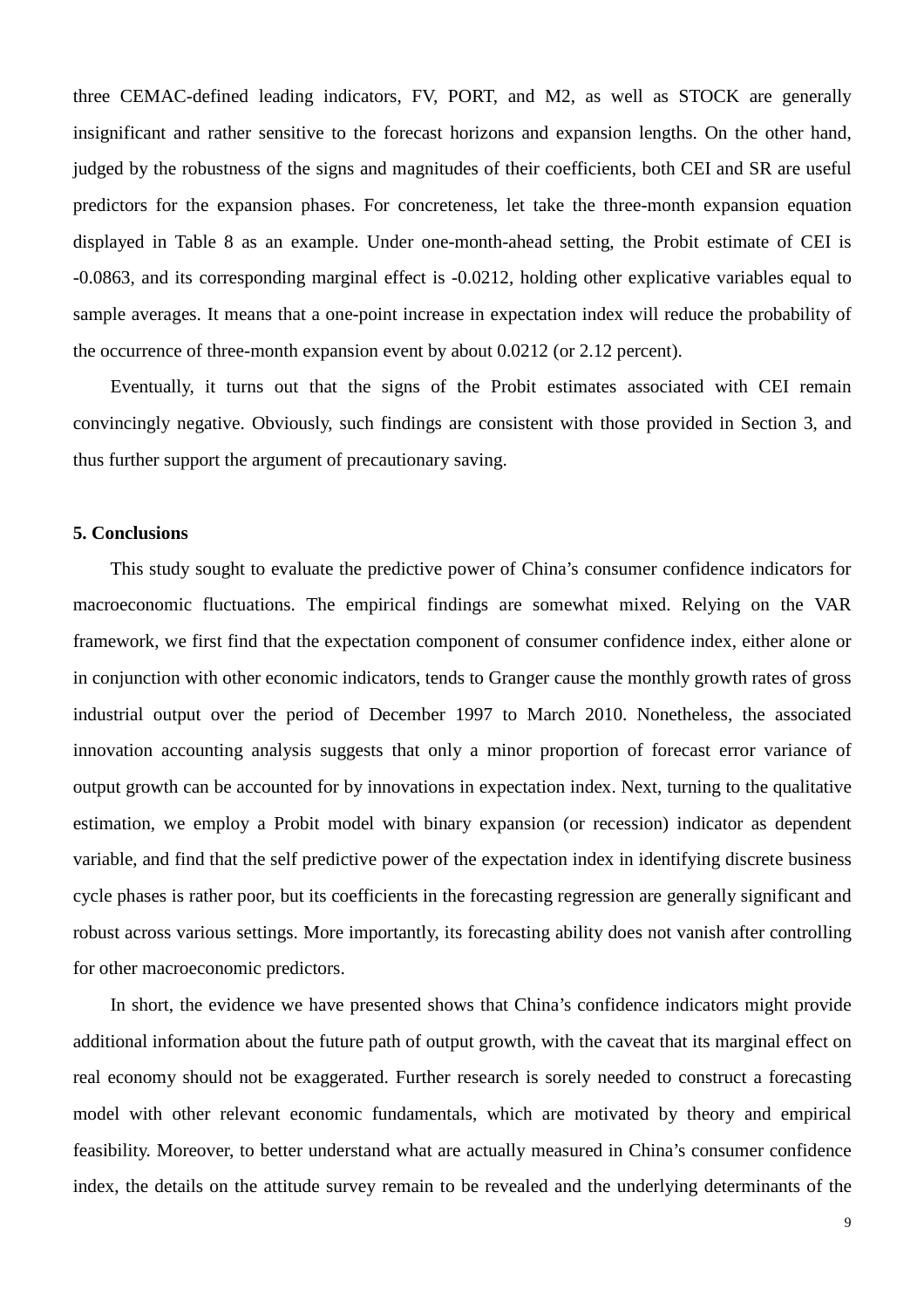three CEMAC-defined leading indicators, FV, PORT, and M2, as well as STOCK are generally insignificant and rather sensitive to the forecast horizons and expansion lengths. On the other hand, judged by the robustness of the signs and magnitudes of their coefficients, both CEI and SR are useful predictors for the expansion phases. For concreteness, let take the three-month expansion equation displayed in Table 8 as an example. Under one-month-ahead setting, the Probit estimate of CEI is -0.0863, and its corresponding marginal effect is -0.0212, holding other explicative variables equal to sample averages. It means that a one-point increase in expectation index will reduce the probability of the occurrence of three-month expansion event by about 0.0212 (or 2.12 percent).

Eventually, it turns out that the signs of the Probit estimates associated with CEI remain convincingly negative. Obviously, such findings are consistent with those provided in Section 3, and thus further support the argument of precautionary saving.

## 5. Conclusions

This study sought to evaluate the predictive power of China's consumer confidence indicators for macroeconomic fluctuations. The empirical findings are somewhat mixed. Relying on the VAR framework, we first find that the expectation component of consumer confidence index, either alone or in conjunction with other economic indicators, tends to Granger cause the monthly growth rates of gross industrial output over the period of December 1997 to March 2010. Nonetheless, the associated innovation accounting analysis suggests that only a minor proportion of forecast error variance of output growth can be accounted for by innovations in expectation index. Next, turning to the qualitative estimation, we employ a Probit model with binary expansion (or recession) indicator as dependent variable, and find that the self predictive power of the expectation index in identifying discrete business cycle phases is rather poor, but its coefficients in the forecasting regression are generally significant and robust across various settings. More importantly, its forecasting ability does not vanish after controlling for other macroeconomic predictors.

In short, the evidence we have presented shows that China's confidence indicators might provide additional information about the future path of output growth, with the caveat that its marginal effect on real economy should not be exaggerated. Further research is sorely needed to construct a forecasting model with other relevant economic fundamentals, which are motivated by theory and empirical feasibility. Moreover, to better understand what are actually measured in China's consumer confidence index, the details on the attitude survey remain to be revealed and the underlying determinants of the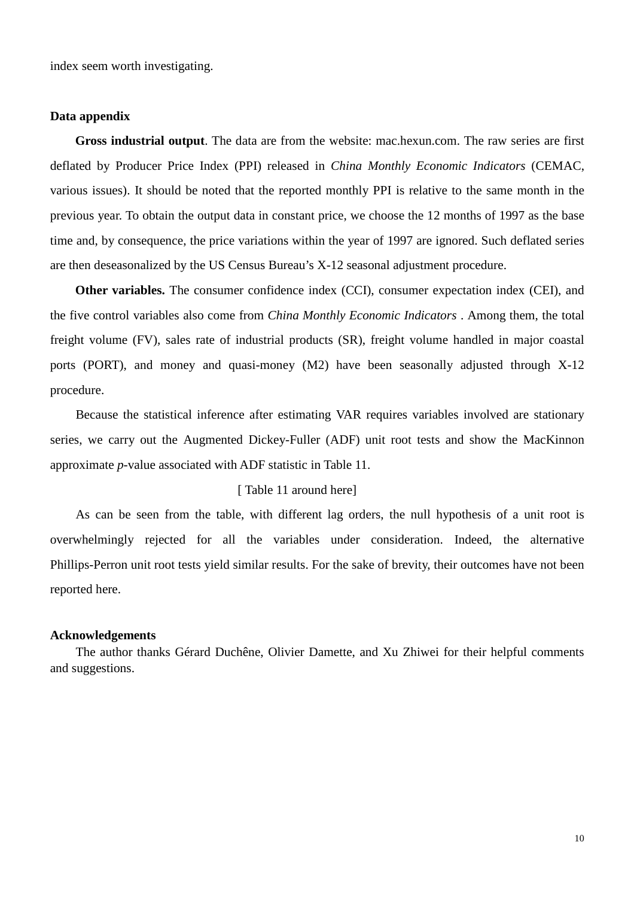index seem worth investigating.

## Data appendix

**Gross industrial output**. The data are from the website: mac.hexun.com. The raw series are first deflated by Producer Price Index (PPI) released in *China Monthly Economic Indicators* (CEMAC, various issues). It should be noted that the reported monthly PPI is relative to the same month in the previous year. To obtain the output data in constant price, we choose the 12 months of 1997 as the base time and, by consequence, the price variations within the year of 1997 are ignored. Such deflated series are then deseasonalized by the US Census Bureau's X-12 seasonal adjustment procedure.

**Other variables.** The consumer confidence index (CCI), consumer expectation index (CEI), and the five control variables also come from *China Monthly Economic Indicators* . Among them, the total freight volume (FV), sales rate of industrial products (SR), freight volume handled in major coastal ports (PORT), and money and quasi-money (M2) have been seasonally adjusted through X-12 procedure.

Because the statistical inference after estimating VAR requires variables involved are stationary series, we carry out the Augmented Dickey-Fuller (ADF) unit root tests and show the MacKinnon approximate *p*-value associated with ADF statistic in Table 11.

[ Table 11 around here]

As can be seen from the table, with different lag orders, the null hypothesis of a unit root is overwhelmingly rejected for all the variables under consideration. Indeed, the alternative Phillips-Perron unit root tests yield similar results. For the sake of brevity, their outcomes have not been reported here.

## Acknowledgements

The author thanks Gérard Duchêne, Olivier Damette, and Xu Zhiwei for their helpful comments and suggestions.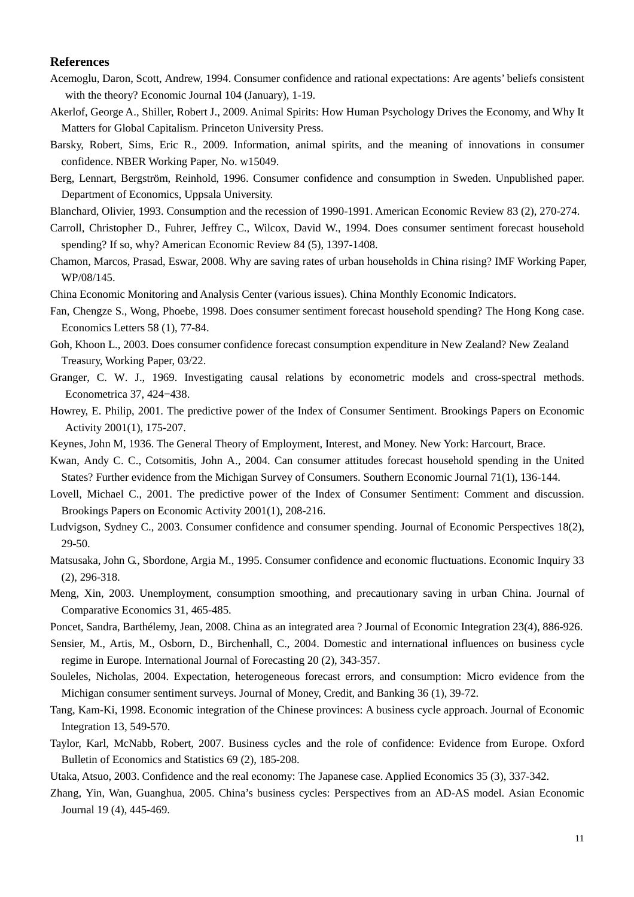## References

Acemoglu, Daron, Scott, Andrew, 1994. Consumer confidence and rational expectations: Are agents' beliefs consistent with the theory? Economic Journal 104 (January), 1-19.

Akerlof, George A., Shiller, Robert J., 2009. Animal Spirits: How Human Psychology Drives the Economy, and Why It Matters for Global Capitalism. Princeton University Press.

Barsky, Robert, Sims, Eric R., 2009. Information, animal spirits, and the meaning of innovations in consumer confidence. NBER Working Paper, No. w15049.

Berg, Lennart, Bergström, Reinhold, 1996. Consumer confidence and consumption in Sweden. Unpublished paper. Department of Economics, Uppsala University.

Blanchard, Olivier, 1993. Consumption and the recession of 1990-1991. American Economic Review 83 (2), 270-274.

Carroll, Christopher D., Fuhrer, Jeffrey C., Wilcox, David W., 1994. Does consumer sentiment forecast household spending? If so, why? American Economic Review 84 (5), 1397-1408.

Chamon, Marcos, Prasad, Eswar, 2008. Why are saving rates of urban households in China rising? IMF Working Paper, WP/08/145.

China Economic Monitoring and Analysis Center (various issues). China Monthly Economic Indicators.

Fan, Chengze S., Wong, Phoebe, 1998. Does consumer sentiment forecast household spending? The Hong Kong case. Economics Letters 58 (1), 77-84.

Goh, Khoon L., 2003. Does consumer confidence forecast consumption expenditure in New Zealand? New Zealand Treasury, Working Paper, 03/22.

Granger, C. W. J., 1969. Investigating causal relations by econometric models and cross-spectral methods. Econometrica 37, 424−438.

Howrey, E. Philip, 2001. The predictive power of the Index of Consumer Sentiment. Brookings Papers on Economic Activity 2001(1), 175-207.

Keynes, John M, 1936. The General Theory of Employment, Interest, and Money. New York: Harcourt, Brace.

Kwan, Andy C. C., Cotsomitis, John A., 2004. Can consumer attitudes forecast household spending in the United States? Further evidence from the Michigan Survey of Consumers. Southern Economic Journal 71(1), 136-144.

Lovell, Michael C., 2001. The predictive power of the Index of Consumer Sentiment: Comment and discussion. Brookings Papers on Economic Activity 2001(1), 208-216.

Ludvigson, Sydney C., 2003. Consumer confidence and consumer spending. Journal of Economic Perspectives 18(2), 29-50.

Matsusaka, John G., Sbordone, Argia M., 1995. Consumer confidence and economic fluctuations. Economic Inquiry 33 (2), 296-318.

Meng, Xin, 2003. Unemployment, consumption smoothing, and precautionary saving in urban China. Journal of Comparative Economics 31, 465-485.

Poncet, Sandra, Barthélemy, Jean, 2008. China as an integrated area ? Journal of Economic Integration 23(4), 886-926.

Sensier, M., Artis, M., Osborn, D., Birchenhall, C., 2004. Domestic and international influences on business cycle regime in Europe. International Journal of Forecasting 20 (2), 343-357.

Souleles, Nicholas, 2004. Expectation, heterogeneous forecast errors, and consumption: Micro evidence from the Michigan consumer sentiment surveys. Journal of Money, Credit, and Banking 36 (1), 39-72.

Tang, Kam-Ki, 1998. Economic integration of the Chinese provinces: A business cycle approach. Journal of Economic Integration 13, 549-570.

Taylor, Karl, McNabb, Robert, 2007. Business cycles and the role of confidence: Evidence from Europe. Oxford Bulletin of Economics and Statistics 69 (2), 185-208.

Utaka, Atsuo, 2003. Confidence and the real economy: The Japanese case. Applied Economics 35 (3), 337-342.

Zhang, Yin, Wan, Guanghua, 2005. China's business cycles: Perspectives from an AD-AS model. Asian Economic Journal 19 (4), 445-469.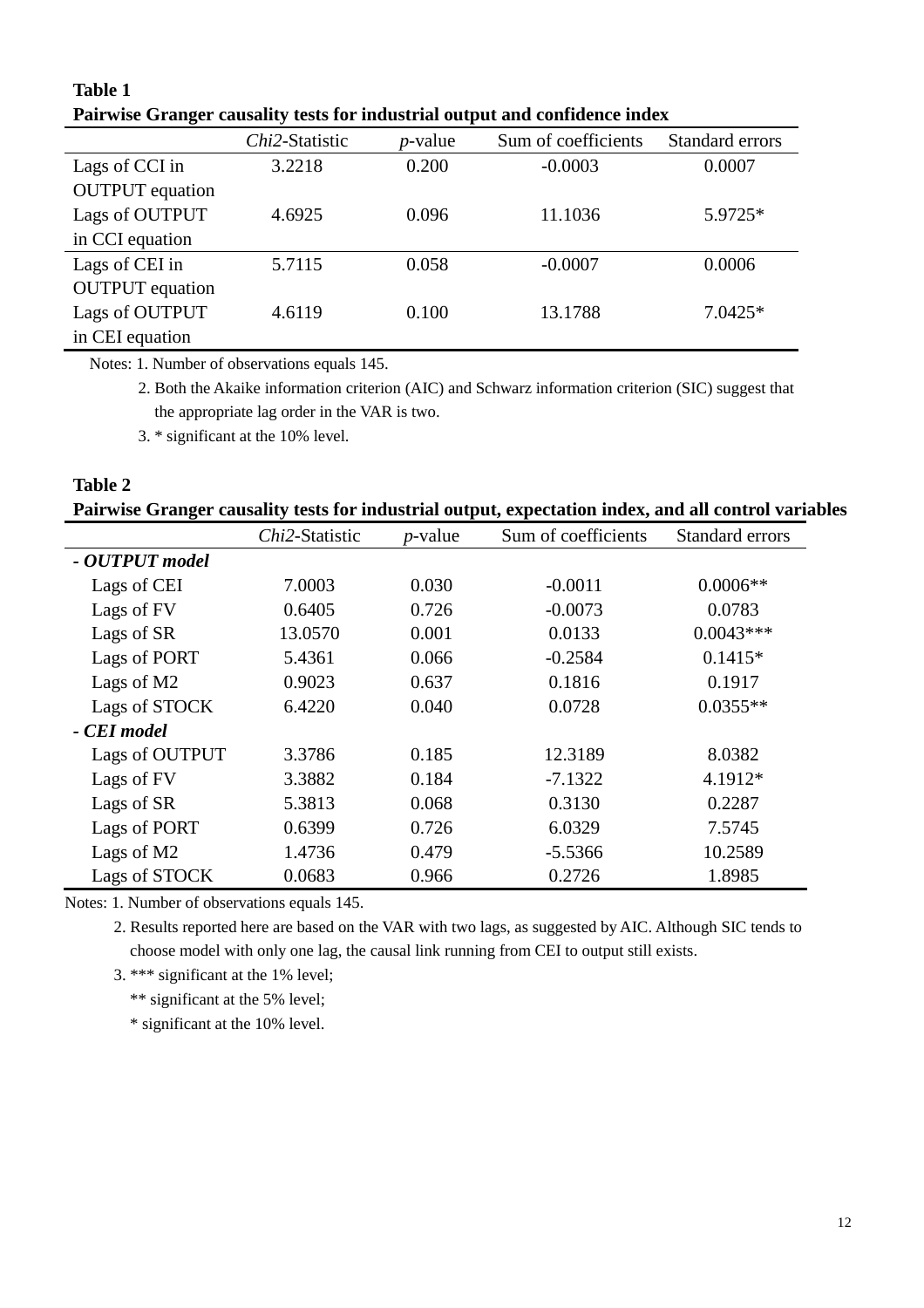**Table 1**

**Pairwise Granger causality tests for industrial output and confidence index**

| | *Chi2*-Statistic | *p*-value | Sum of coefficients | Standard errors |
|---|---|---|---|---|
| Lags of CCI in OUTPUT equation | 3.2218 | 0.200 | -0.0003 | 0.0007 |
| Lags of OUTPUT in CCI equation | 4.6925 | 0.096 | 11.1036 | 5.9725* |
| Lags of CEI in OUTPUT equation | 5.7115 | 0.058 | -0.0007 | 0.0006 |
| Lags of OUTPUT in CEI equation | 4.6119 | 0.100 | 13.1788 | 7.0425* |

Notes: 1. Number of observations equals 145.

2. Both the Akaike information criterion (AIC) and Schwarz information criterion (SIC) suggest that the appropriate lag order in the VAR is two.

3. * significant at the 10% level.

**Table 2**

**Pairwise Granger causality tests for industrial output, expectation index, and all control variables**

| | *Chi2*-Statistic | *p*-value | Sum of coefficients | Standard errors |
|---|---|---|---|---|
| ***- OUTPUT model*** | | | | |
| Lags of CEI | 7.0003 | 0.030 | -0.0011 | 0.0006** |
| Lags of FV | 0.6405 | 0.726 | -0.0073 | 0.0783 |
| Lags of SR | 13.0570 | 0.001 | 0.0133 | 0.0043*** |
| Lags of PORT | 5.4361 | 0.066 | -0.2584 | 0.1415* |
| Lags of M2 | 0.9023 | 0.637 | 0.1816 | 0.1917 |
| Lags of STOCK | 6.4220 | 0.040 | 0.0728 | 0.0355** |
| ***- CEI model*** | | | | |
| Lags of OUTPUT | 3.3786 | 0.185 | 12.3189 | 8.0382 |
| Lags of FV | 3.3882 | 0.184 | -7.1322 | 4.1912* |
| Lags of SR | 5.3813 | 0.068 | 0.3130 | 0.2287 |
| Lags of PORT | 0.6399 | 0.726 | 6.0329 | 7.5745 |
| Lags of M2 | 1.4736 | 0.479 | -5.5366 | 10.2589 |
| Lags of STOCK | 0.0683 | 0.966 | 0.2726 | 1.8985 |

Notes: 1. Number of observations equals 145.

2. Results reported here are based on the VAR with two lags, as suggested by AIC. Although SIC tends to choose model with only one lag, the causal link running from CEI to output still exists.

3. *** significant at the 1% level;

** significant at the 5% level;

* significant at the 10% level.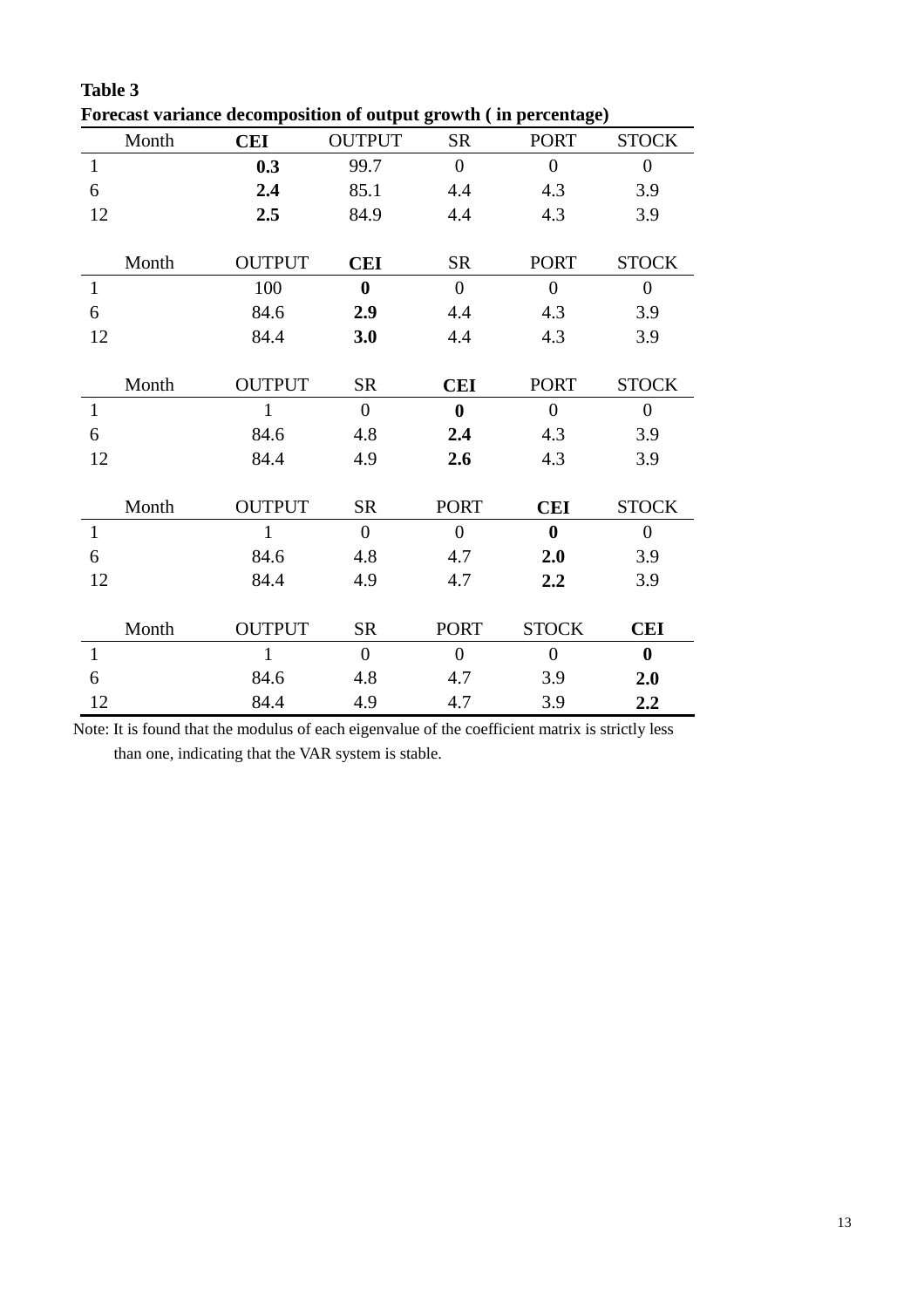**Table 3**

**Forecast variance decomposition of output growth ( in percentage)**

| Month | **CEI** | OUTPUT | SR | PORT | STOCK |
|---|---|---|---|---|---|
| 1 | **0.3** | 99.7 | 0 | 0 | 0 |
| 6 | **2.4** | 85.1 | 4.4 | 4.3 | 3.9 |
| 12 | **2.5** | 84.9 | 4.4 | 4.3 | 3.9 |

| Month | OUTPUT | **CEI** | SR | PORT | STOCK |
|---|---|---|---|---|---|
| 1 | 100 | **0** | 0 | 0 | 0 |
| 6 | 84.6 | **2.9** | 4.4 | 4.3 | 3.9 |
| 12 | 84.4 | **3.0** | 4.4 | 4.3 | 3.9 |

| Month | OUTPUT | SR | **CEI** | PORT | STOCK |
|---|---|---|---|---|---|
| 1 | 1 | 0 | **0** | 0 | 0 |
| 6 | 84.6 | 4.8 | **2.4** | 4.3 | 3.9 |
| 12 | 84.4 | 4.9 | **2.6** | 4.3 | 3.9 |

| Month | OUTPUT | SR | PORT | **CEI** | STOCK |
|---|---|---|---|---|---|
| 1 | 1 | 0 | 0 | **0** | 0 |
| 6 | 84.6 | 4.8 | 4.7 | **2.0** | 3.9 |
| 12 | 84.4 | 4.9 | 4.7 | **2.2** | 3.9 |

| Month | OUTPUT | SR | PORT | STOCK | **CEI** |
|---|---|---|---|---|---|
| 1 | 1 | 0 | 0 | 0 | **0** |
| 6 | 84.6 | 4.8 | 4.7 | 3.9 | **2.0** |
| 12 | 84.4 | 4.9 | 4.7 | 3.9 | **2.2** |

Note: It is found that the modulus of each eigenvalue of the coefficient matrix is strictly less than one, indicating that the VAR system is stable.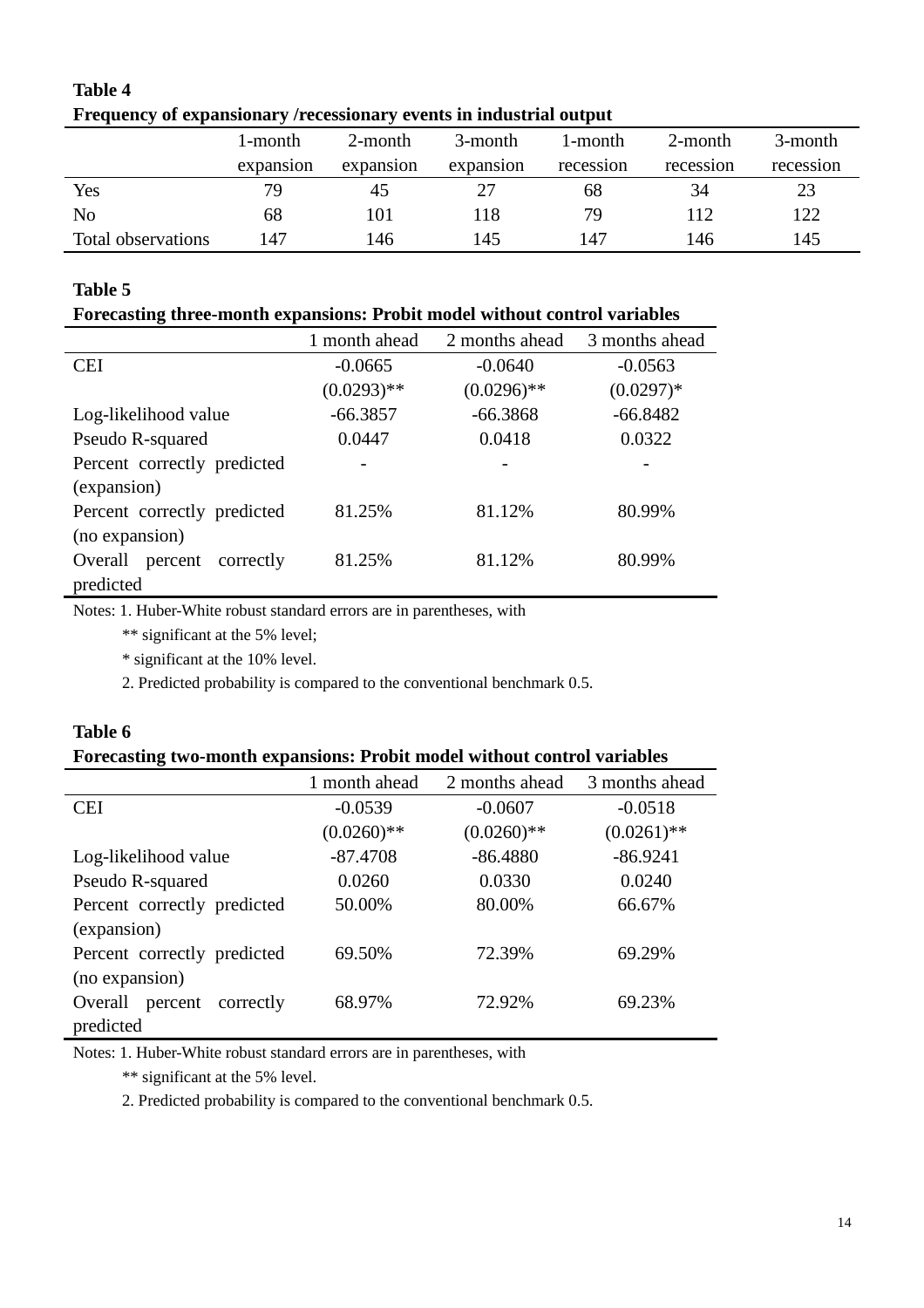**Table 4**

**Frequency of expansionary /recessionary events in industrial output**

| | 1-month expansion | 2-month expansion | 3-month expansion | 1-month recession | 2-month recession | 3-month recession |
|---|---|---|---|---|---|---|
| Yes | 79 | 45 | 27 | 68 | 34 | 23 |
| No | 68 | 101 | 118 | 79 | 112 | 122 |
| Total observations | 147 | 146 | 145 | 147 | 146 | 145 |

**Table 5**

**Forecasting three-month expansions: Probit model without control variables**

| | 1 month ahead | 2 months ahead | 3 months ahead |
|---|---|---|---|
| CEI | -0.0665 | -0.0640 | -0.0563 |
| | (0.0293)** | (0.0296)** | (0.0297)* |
| Log-likelihood value | -66.3857 | -66.3868 | -66.8482 |
| Pseudo R-squared | 0.0447 | 0.0418 | 0.0322 |
| Percent correctly predicted (expansion) | - | - | - |
| Percent correctly predicted (no expansion) | 81.25% | 81.12% | 80.99% |
| Overall percent correctly predicted | 81.25% | 81.12% | 80.99% |

Notes: 1. Huber-White robust standard errors are in parentheses, with

** significant at the 5% level;

* significant at the 10% level.

2. Predicted probability is compared to the conventional benchmark 0.5.

**Table 6**

**Forecasting two-month expansions: Probit model without control variables**

| | 1 month ahead | 2 months ahead | 3 months ahead |
|---|---|---|---|
| CEI | -0.0539 | -0.0607 | -0.0518 |
| | (0.0260)** | (0.0260)** | (0.0261)** |
| Log-likelihood value | -87.4708 | -86.4880 | -86.9241 |
| Pseudo R-squared | 0.0260 | 0.0330 | 0.0240 |
| Percent correctly predicted (expansion) | 50.00% | 80.00% | 66.67% |
| Percent correctly predicted (no expansion) | 69.50% | 72.39% | 69.29% |
| Overall percent correctly predicted | 68.97% | 72.92% | 69.23% |

Notes: 1. Huber-White robust standard errors are in parentheses, with

** significant at the 5% level.

2. Predicted probability is compared to the conventional benchmark 0.5.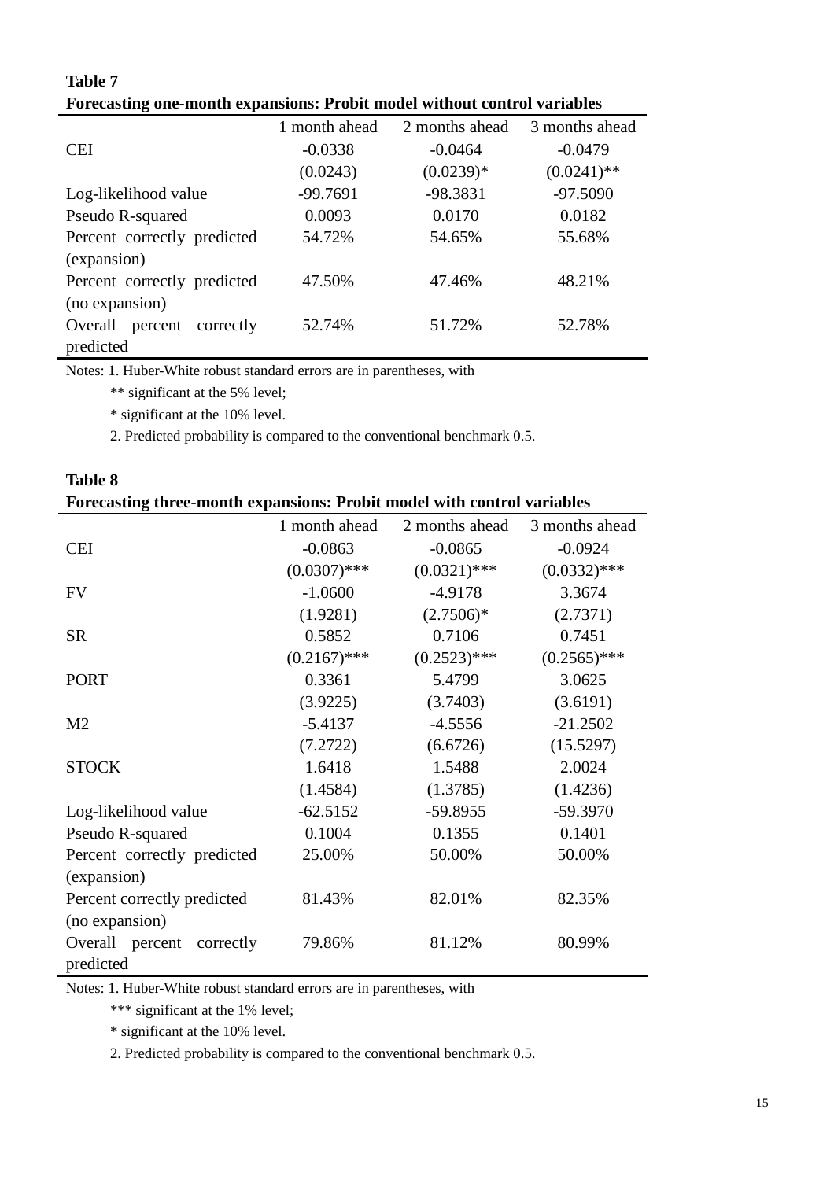**Table 7**

**Forecasting one-month expansions: Probit model without control variables**

| | 1 month ahead | 2 months ahead | 3 months ahead |
|---|---|---|---|
| CEI | -0.0338 | -0.0464 | -0.0479 |
| | (0.0243) | (0.0239)* | (0.0241)** |
| Log-likelihood value | -99.7691 | -98.3831 | -97.5090 |
| Pseudo R-squared | 0.0093 | 0.0170 | 0.0182 |
| Percent correctly predicted (expansion) | 54.72% | 54.65% | 55.68% |
| Percent correctly predicted (no expansion) | 47.50% | 47.46% | 48.21% |
| Overall percent correctly predicted | 52.74% | 51.72% | 52.78% |

Notes: 1. Huber-White robust standard errors are in parentheses, with

** significant at the 5% level;

* significant at the 10% level.

2. Predicted probability is compared to the conventional benchmark 0.5.

**Table 8**

**Forecasting three-month expansions: Probit model with control variables**

| | 1 month ahead | 2 months ahead | 3 months ahead |
|---|---|---|---|
| CEI | -0.0863 | -0.0865 | -0.0924 |
| | (0.0307)*** | (0.0321)*** | (0.0332)*** |
| FV | -1.0600 | -4.9178 | 3.3674 |
| | (1.9281) | (2.7506)* | (2.7371) |
| SR | 0.5852 | 0.7106 | 0.7451 |
| | (0.2167)*** | (0.2523)*** | (0.2565)*** |
| PORT | 0.3361 | 5.4799 | 3.0625 |
| | (3.9225) | (3.7403) | (3.6191) |
| M2 | -5.4137 | -4.5556 | -21.2502 |
| | (7.2722) | (6.6726) | (15.5297) |
| STOCK | 1.6418 | 1.5488 | 2.0024 |
| | (1.4584) | (1.3785) | (1.4236) |
| Log-likelihood value | -62.5152 | -59.8955 | -59.3970 |
| Pseudo R-squared | 0.1004 | 0.1355 | 0.1401 |
| Percent correctly predicted (expansion) | 25.00% | 50.00% | 50.00% |
| Percent correctly predicted (no expansion) | 81.43% | 82.01% | 82.35% |
| Overall percent correctly predicted | 79.86% | 81.12% | 80.99% |

Notes: 1. Huber-White robust standard errors are in parentheses, with

*** significant at the 1% level;

* significant at the 10% level.

2. Predicted probability is compared to the conventional benchmark 0.5.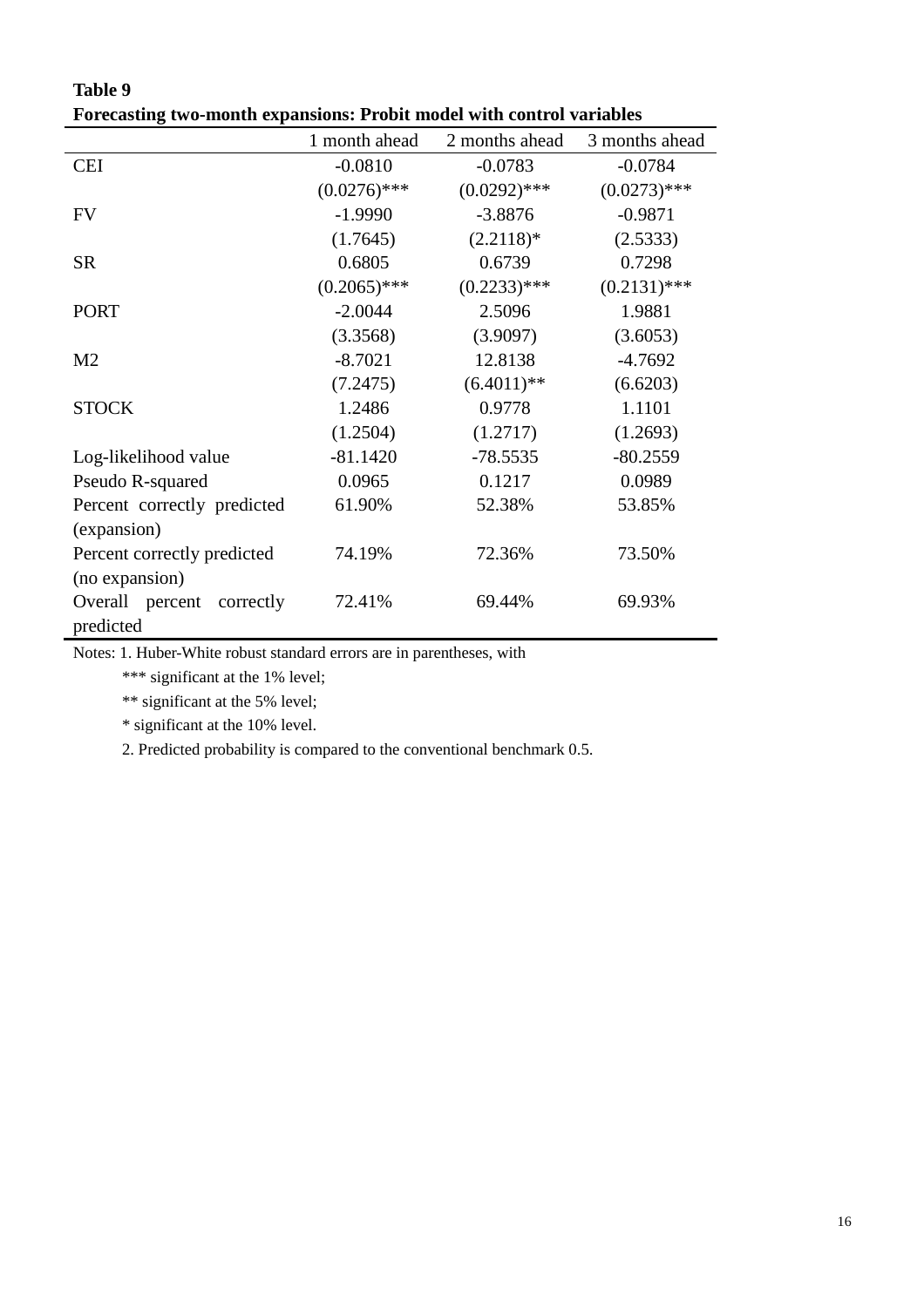**Table 9**

**Forecasting two-month expansions: Probit model with control variables**

| | 1 month ahead | 2 months ahead | 3 months ahead |
|---|---|---|---|
| CEI | -0.0810 | -0.0783 | -0.0784 |
| | (0.0276)*** | (0.0292)*** | (0.0273)*** |
| FV | -1.9990 | -3.8876 | -0.9871 |
| | (1.7645) | (2.2118)* | (2.5333) |
| SR | 0.6805 | 0.6739 | 0.7298 |
| | (0.2065)*** | (0.2233)*** | (0.2131)*** |
| PORT | -2.0044 | 2.5096 | 1.9881 |
| | (3.3568) | (3.9097) | (3.6053) |
| M2 | -8.7021 | 12.8138 | -4.7692 |
| | (7.2475) | (6.4011)** | (6.6203) |
| STOCK | 1.2486 | 0.9778 | 1.1101 |
| | (1.2504) | (1.2717) | (1.2693) |
| Log-likelihood value | -81.1420 | -78.5535 | -80.2559 |
| Pseudo R-squared | 0.0965 | 0.1217 | 0.0989 |
| Percent correctly predicted (expansion) | 61.90% | 52.38% | 53.85% |
| Percent correctly predicted (no expansion) | 74.19% | 72.36% | 73.50% |
| Overall percent correctly predicted | 72.41% | 69.44% | 69.93% |

Notes: 1. Huber-White robust standard errors are in parentheses, with

*** significant at the 1% level;

** significant at the 5% level;

* significant at the 10% level.

2. Predicted probability is compared to the conventional benchmark 0.5.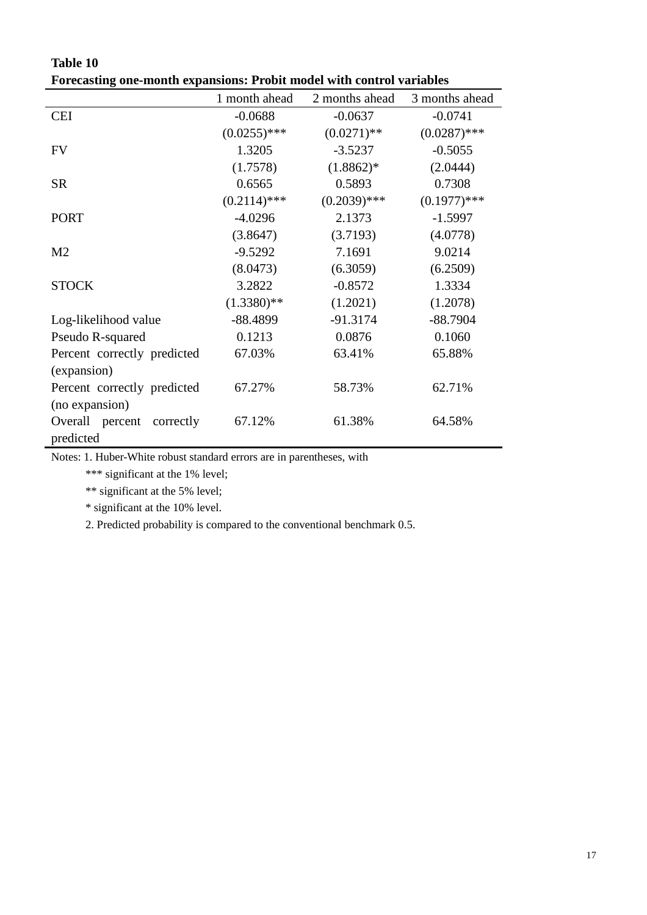**Table 10**

**Forecasting one-month expansions: Probit model with control variables**

| | 1 month ahead | 2 months ahead | 3 months ahead |
|---|---|---|---|
| CEI | -0.0688 | -0.0637 | -0.0741 |
| | (0.0255)*** | (0.0271)** | (0.0287)*** |
| FV | 1.3205 | -3.5237 | -0.5055 |
| | (1.7578) | (1.8862)* | (2.0444) |
| SR | 0.6565 | 0.5893 | 0.7308 |
| | (0.2114)*** | (0.2039)*** | (0.1977)*** |
| PORT | -4.0296 | 2.1373 | -1.5997 |
| | (3.8647) | (3.7193) | (4.0778) |
| M2 | -9.5292 | 7.1691 | 9.0214 |
| | (8.0473) | (6.3059) | (6.2509) |
| STOCK | 3.2822 | -0.8572 | 1.3334 |
| | (1.3380)** | (1.2021) | (1.2078) |
| Log-likelihood value | -88.4899 | -91.3174 | -88.7904 |
| Pseudo R-squared | 0.1213 | 0.0876 | 0.1060 |
| Percent correctly predicted (expansion) | 67.03% | 63.41% | 65.88% |
| Percent correctly predicted (no expansion) | 67.27% | 58.73% | 62.71% |
| Overall percent correctly predicted | 67.12% | 61.38% | 64.58% |

Notes: 1. Huber-White robust standard errors are in parentheses, with

*** significant at the 1% level;

** significant at the 5% level;

* significant at the 10% level.

2. Predicted probability is compared to the conventional benchmark 0.5.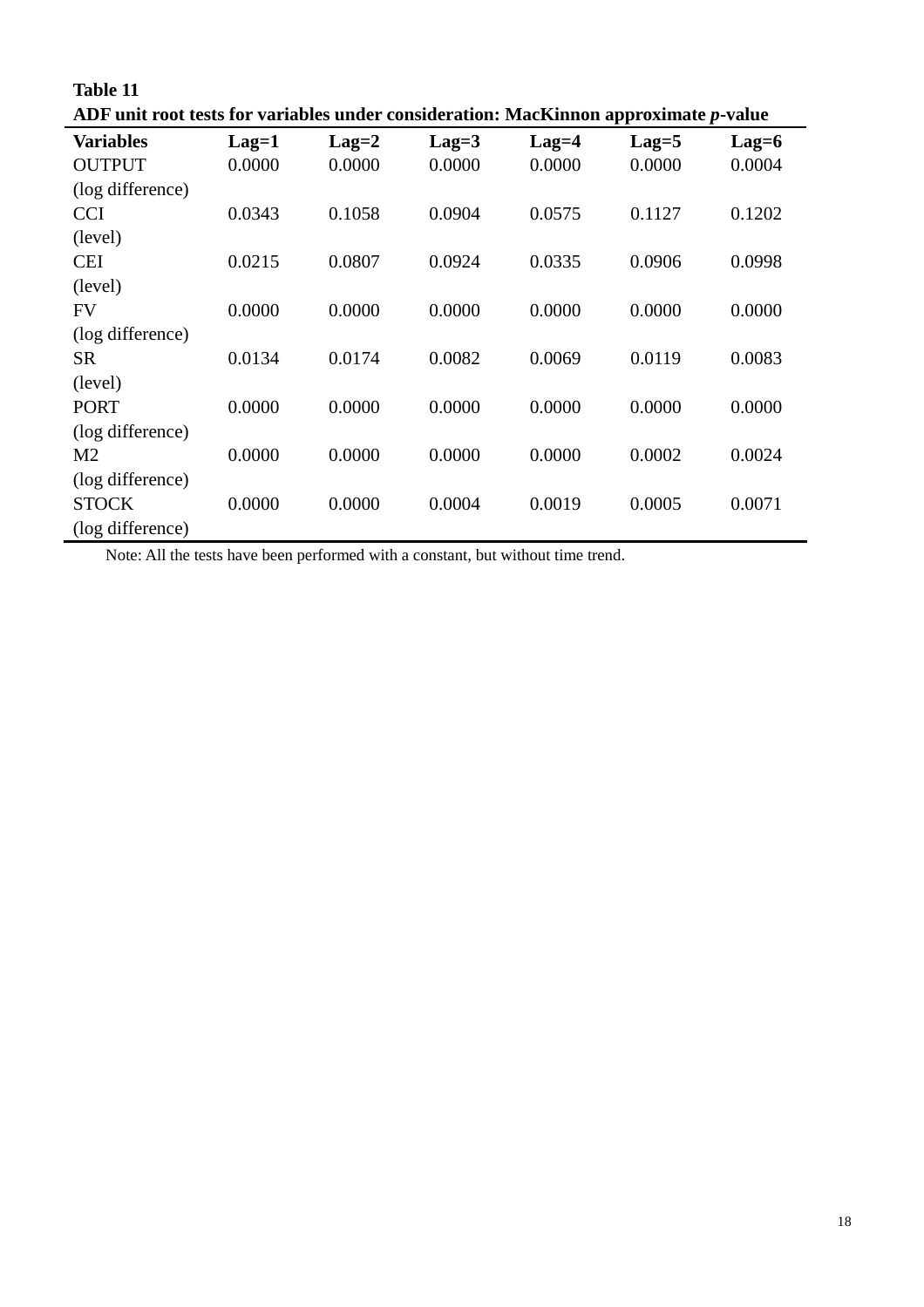**Table 11**

**ADF unit root tests for variables under consideration: MacKinnon approximate *p*-value**

| Variables | Lag=1 | Lag=2 | Lag=3 | Lag=4 | Lag=5 | Lag=6 |
|---|---|---|---|---|---|---|
| OUTPUT (log difference) | 0.0000 | 0.0000 | 0.0000 | 0.0000 | 0.0000 | 0.0004 |
| CCI (level) | 0.0343 | 0.1058 | 0.0904 | 0.0575 | 0.1127 | 0.1202 |
| CEI (level) | 0.0215 | 0.0807 | 0.0924 | 0.0335 | 0.0906 | 0.0998 |
| FV (log difference) | 0.0000 | 0.0000 | 0.0000 | 0.0000 | 0.0000 | 0.0000 |
| SR (level) | 0.0134 | 0.0174 | 0.0082 | 0.0069 | 0.0119 | 0.0083 |
| PORT (log difference) | 0.0000 | 0.0000 | 0.0000 | 0.0000 | 0.0000 | 0.0000 |
| M2 (log difference) | 0.0000 | 0.0000 | 0.0000 | 0.0000 | 0.0002 | 0.0024 |
| STOCK (log difference) | 0.0000 | 0.0000 | 0.0004 | 0.0019 | 0.0005 | 0.0071 |

Note: All the tests have been performed with a constant, but without time trend.